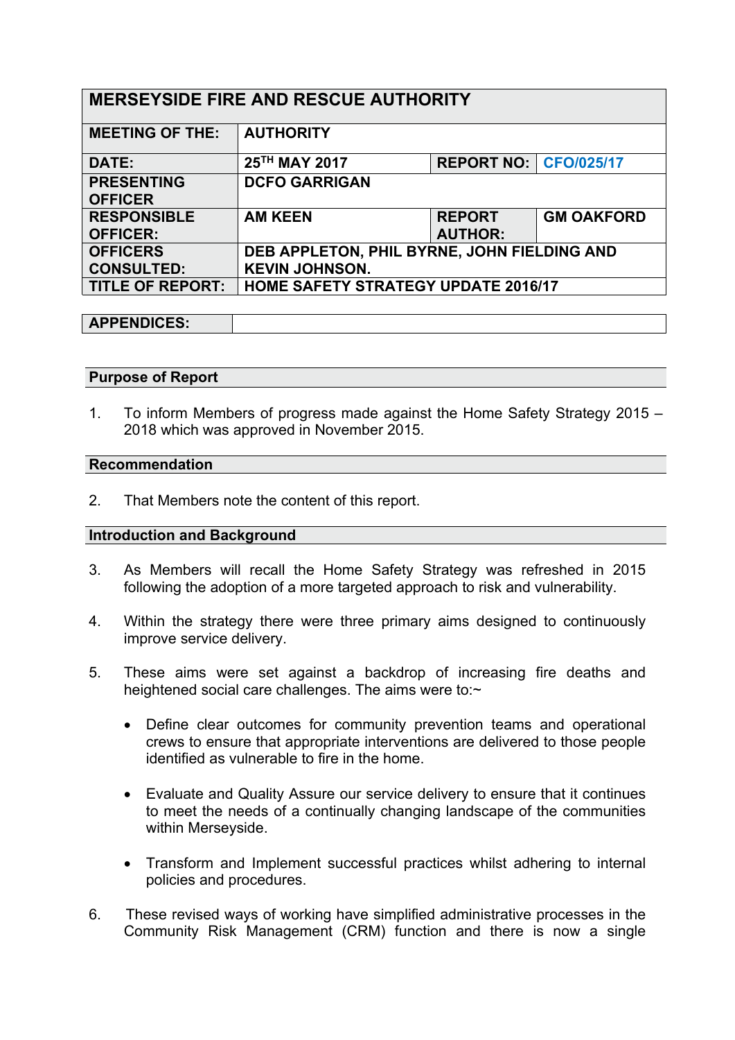| MERSEYSIDE FIRE AND RESCUE AUTHORITY | | | |
|---|---|---|---|
| **MEETING OF THE:** | **AUTHORITY** | | |
| **DATE:** | **25TH MAY 2017** | **REPORT NO:** | **CFO/025/17** |
| **PRESENTING OFFICER** | **DCFO GARRIGAN** | | |
| **RESPONSIBLE OFFICER:** | **AM KEEN** | **REPORT AUTHOR:** | **GM OAKFORD** |
| **OFFICERS CONSULTED:** | **DEB APPLETON, PHIL BYRNE, JOHN FIELDING AND KEVIN JOHNSON.** | | |
| **TITLE OF REPORT:** | **HOME SAFETY STRATEGY UPDATE 2016/17** | | |

| **APPENDICES:** | |
|---|---|

## Purpose of Report

1. To inform Members of progress made against the Home Safety Strategy 2015 – 2018 which was approved in November 2015.

## Recommendation

2. That Members note the content of this report.

## Introduction and Background

3. As Members will recall the Home Safety Strategy was refreshed in 2015 following the adoption of a more targeted approach to risk and vulnerability.

4. Within the strategy there were three primary aims designed to continuously improve service delivery.

5. These aims were set against a backdrop of increasing fire deaths and heightened social care challenges. The aims were to:~

   - Define clear outcomes for community prevention teams and operational crews to ensure that appropriate interventions are delivered to those people identified as vulnerable to fire in the home.
   - Evaluate and Quality Assure our service delivery to ensure that it continues to meet the needs of a continually changing landscape of the communities within Merseyside.
   - Transform and Implement successful practices whilst adhering to internal policies and procedures.

6. These revised ways of working have simplified administrative processes in the Community Risk Management (CRM) function and there is now a single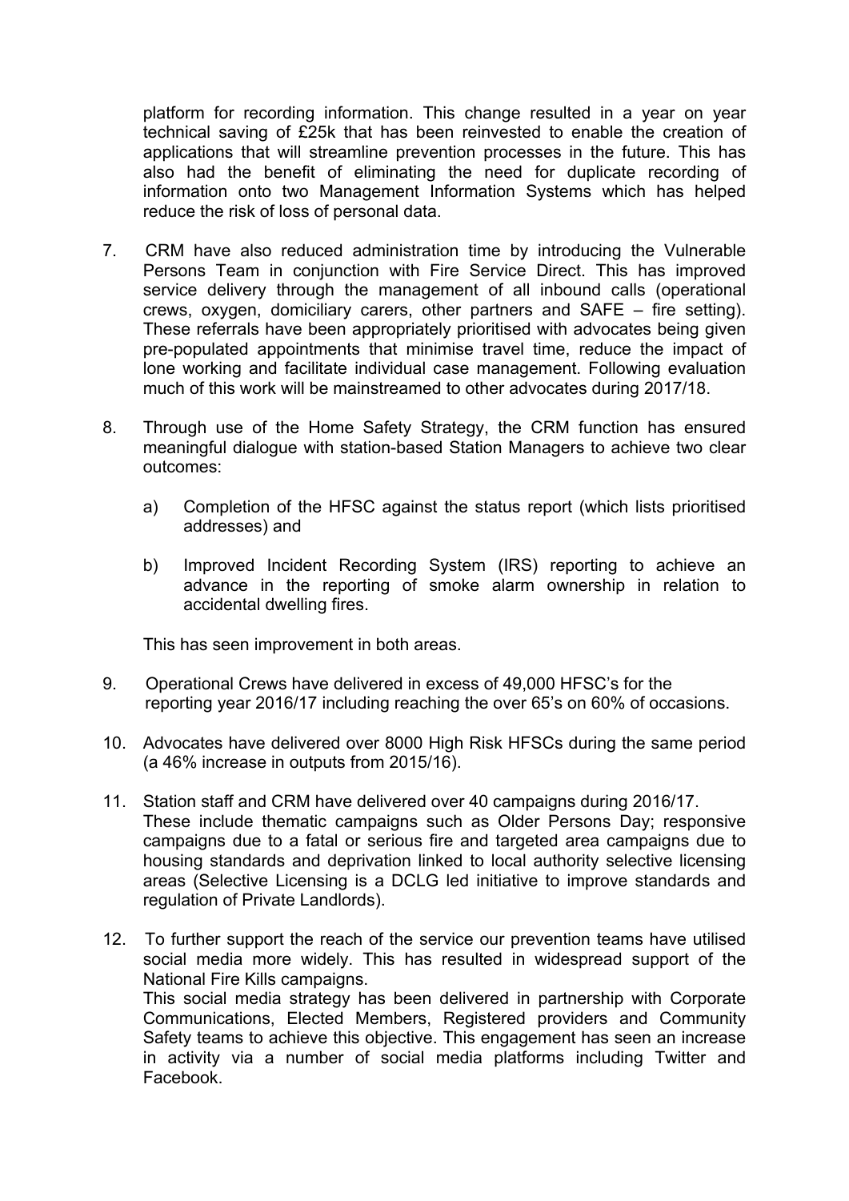platform for recording information. This change resulted in a year on year technical saving of £25k that has been reinvested to enable the creation of applications that will streamline prevention processes in the future. This has also had the benefit of eliminating the need for duplicate recording of information onto two Management Information Systems which has helped reduce the risk of loss of personal data.

7. CRM have also reduced administration time by introducing the Vulnerable Persons Team in conjunction with Fire Service Direct. This has improved service delivery through the management of all inbound calls (operational crews, oxygen, domiciliary carers, other partners and SAFE – fire setting). These referrals have been appropriately prioritised with advocates being given pre-populated appointments that minimise travel time, reduce the impact of lone working and facilitate individual case management. Following evaluation much of this work will be mainstreamed to other advocates during 2017/18.

8. Through use of the Home Safety Strategy, the CRM function has ensured meaningful dialogue with station-based Station Managers to achieve two clear outcomes:

   a) Completion of the HFSC against the status report (which lists prioritised addresses) and

   b) Improved Incident Recording System (IRS) reporting to achieve an advance in the reporting of smoke alarm ownership in relation to accidental dwelling fires.

   This has seen improvement in both areas.

9. Operational Crews have delivered in excess of 49,000 HFSC's for the reporting year 2016/17 including reaching the over 65's on 60% of occasions.

10. Advocates have delivered over 8000 High Risk HFSCs during the same period (a 46% increase in outputs from 2015/16).

11. Station staff and CRM have delivered over 40 campaigns during 2016/17. These include thematic campaigns such as Older Persons Day; responsive campaigns due to a fatal or serious fire and targeted area campaigns due to housing standards and deprivation linked to local authority selective licensing areas (Selective Licensing is a DCLG led initiative to improve standards and regulation of Private Landlords).

12. To further support the reach of the service our prevention teams have utilised social media more widely. This has resulted in widespread support of the National Fire Kills campaigns.
    This social media strategy has been delivered in partnership with Corporate Communications, Elected Members, Registered providers and Community Safety teams to achieve this objective. This engagement has seen an increase in activity via a number of social media platforms including Twitter and Facebook.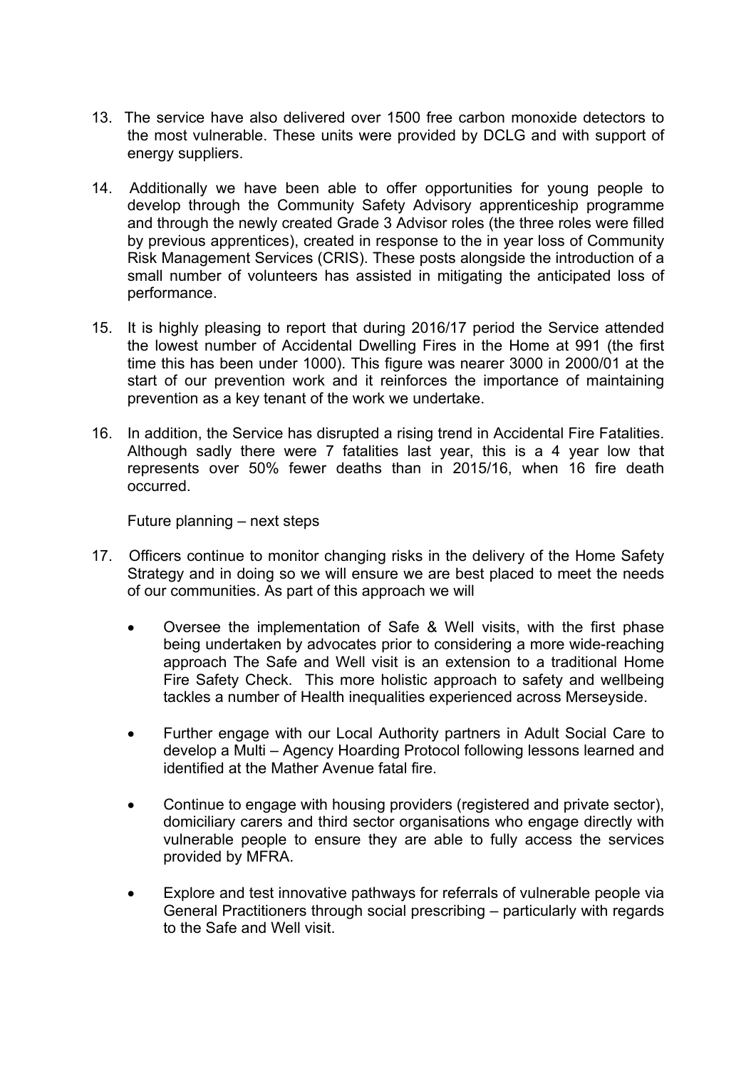13. The service have also delivered over 1500 free carbon monoxide detectors to the most vulnerable. These units were provided by DCLG and with support of energy suppliers.

14. Additionally we have been able to offer opportunities for young people to develop through the Community Safety Advisory apprenticeship programme and through the newly created Grade 3 Advisor roles (the three roles were filled by previous apprentices), created in response to the in year loss of Community Risk Management Services (CRIS). These posts alongside the introduction of a small number of volunteers has assisted in mitigating the anticipated loss of performance.

15. It is highly pleasing to report that during 2016/17 period the Service attended the lowest number of Accidental Dwelling Fires in the Home at 991 (the first time this has been under 1000). This figure was nearer 3000 in 2000/01 at the start of our prevention work and it reinforces the importance of maintaining prevention as a key tenant of the work we undertake.

16. In addition, the Service has disrupted a rising trend in Accidental Fire Fatalities. Although sadly there were 7 fatalities last year, this is a 4 year low that represents over 50% fewer deaths than in 2015/16, when 16 fire death occurred.

Future planning – next steps

17. Officers continue to monitor changing risks in the delivery of the Home Safety Strategy and in doing so we will ensure we are best placed to meet the needs of our communities. As part of this approach we will

    - Oversee the implementation of Safe & Well visits, with the first phase being undertaken by advocates prior to considering a more wide-reaching approach The Safe and Well visit is an extension to a traditional Home Fire Safety Check. This more holistic approach to safety and wellbeing tackles a number of Health inequalities experienced across Merseyside.

    - Further engage with our Local Authority partners in Adult Social Care to develop a Multi – Agency Hoarding Protocol following lessons learned and identified at the Mather Avenue fatal fire.

    - Continue to engage with housing providers (registered and private sector), domiciliary carers and third sector organisations who engage directly with vulnerable people to ensure they are able to fully access the services provided by MFRA.

    - Explore and test innovative pathways for referrals of vulnerable people via General Practitioners through social prescribing – particularly with regards to the Safe and Well visit.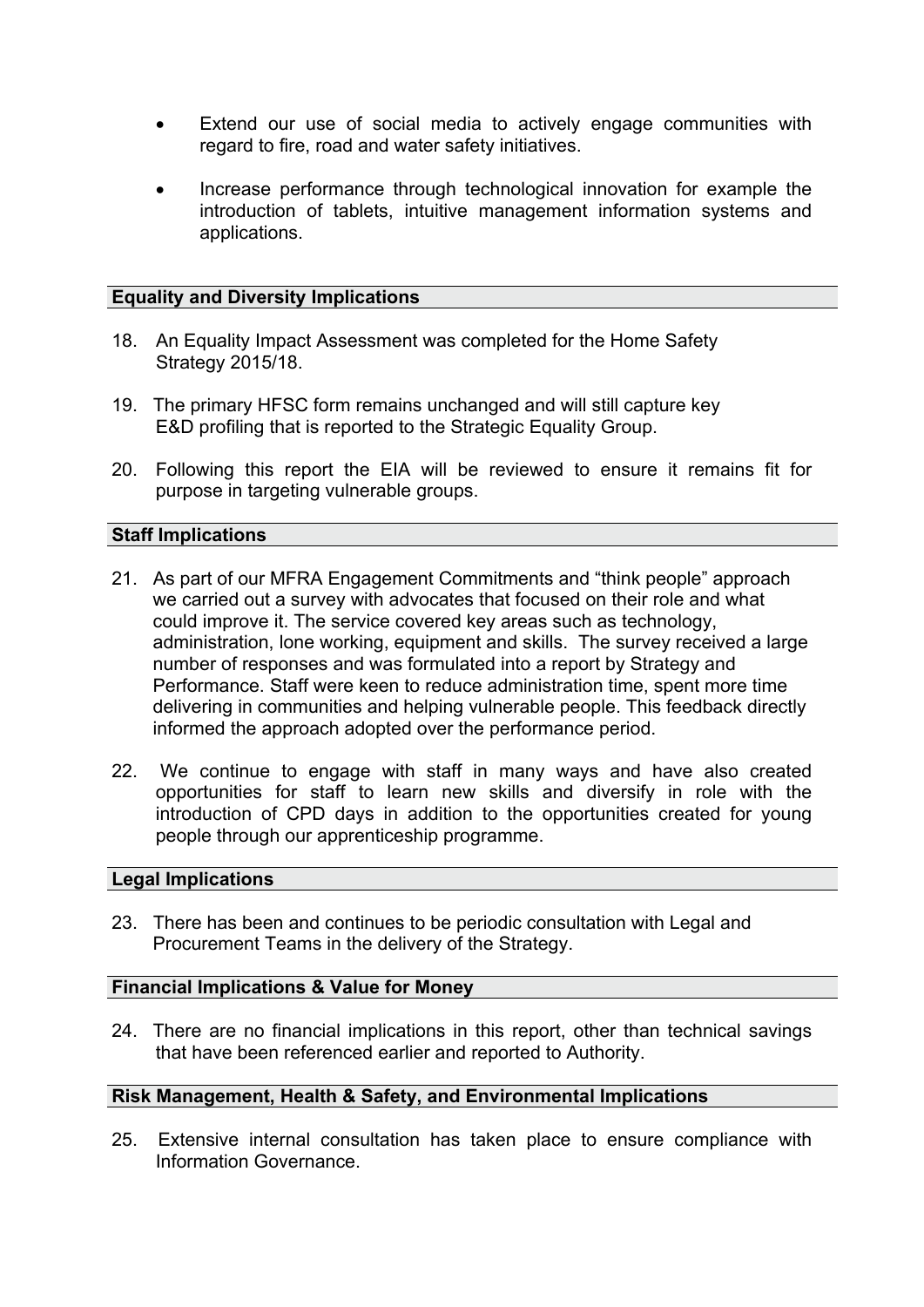- Extend our use of social media to actively engage communities with regard to fire, road and water safety initiatives.
- Increase performance through technological innovation for example the introduction of tablets, intuitive management information systems and applications.

## Equality and Diversity Implications

18. An Equality Impact Assessment was completed for the Home Safety Strategy 2015/18.

19. The primary HFSC form remains unchanged and will still capture key E&D profiling that is reported to the Strategic Equality Group.

20. Following this report the EIA will be reviewed to ensure it remains fit for purpose in targeting vulnerable groups.

## Staff Implications

21. As part of our MFRA Engagement Commitments and "think people" approach we carried out a survey with advocates that focused on their role and what could improve it. The service covered key areas such as technology, administration, lone working, equipment and skills. The survey received a large number of responses and was formulated into a report by Strategy and Performance. Staff were keen to reduce administration time, spent more time delivering in communities and helping vulnerable people. This feedback directly informed the approach adopted over the performance period.

22. We continue to engage with staff in many ways and have also created opportunities for staff to learn new skills and diversify in role with the introduction of CPD days in addition to the opportunities created for young people through our apprenticeship programme.

## Legal Implications

23. There has been and continues to be periodic consultation with Legal and Procurement Teams in the delivery of the Strategy.

## Financial Implications & Value for Money

24. There are no financial implications in this report, other than technical savings that have been referenced earlier and reported to Authority.

## Risk Management, Health & Safety, and Environmental Implications

25. Extensive internal consultation has taken place to ensure compliance with Information Governance.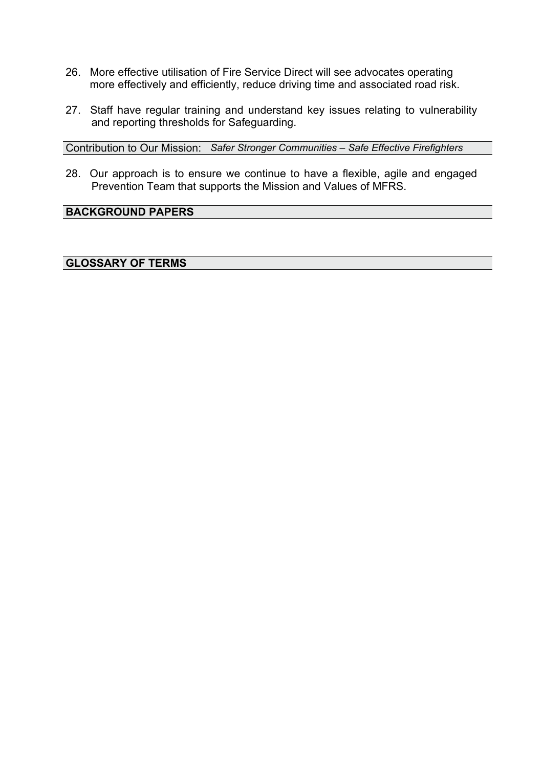26. More effective utilisation of Fire Service Direct will see advocates operating more effectively and efficiently, reduce driving time and associated road risk.

27. Staff have regular training and understand key issues relating to vulnerability and reporting thresholds for Safeguarding.

Contribution to Our Mission: *Safer Stronger Communities – Safe Effective Firefighters*

28. Our approach is to ensure we continue to have a flexible, agile and engaged Prevention Team that supports the Mission and Values of MFRS.

**BACKGROUND PAPERS**

**GLOSSARY OF TERMS**